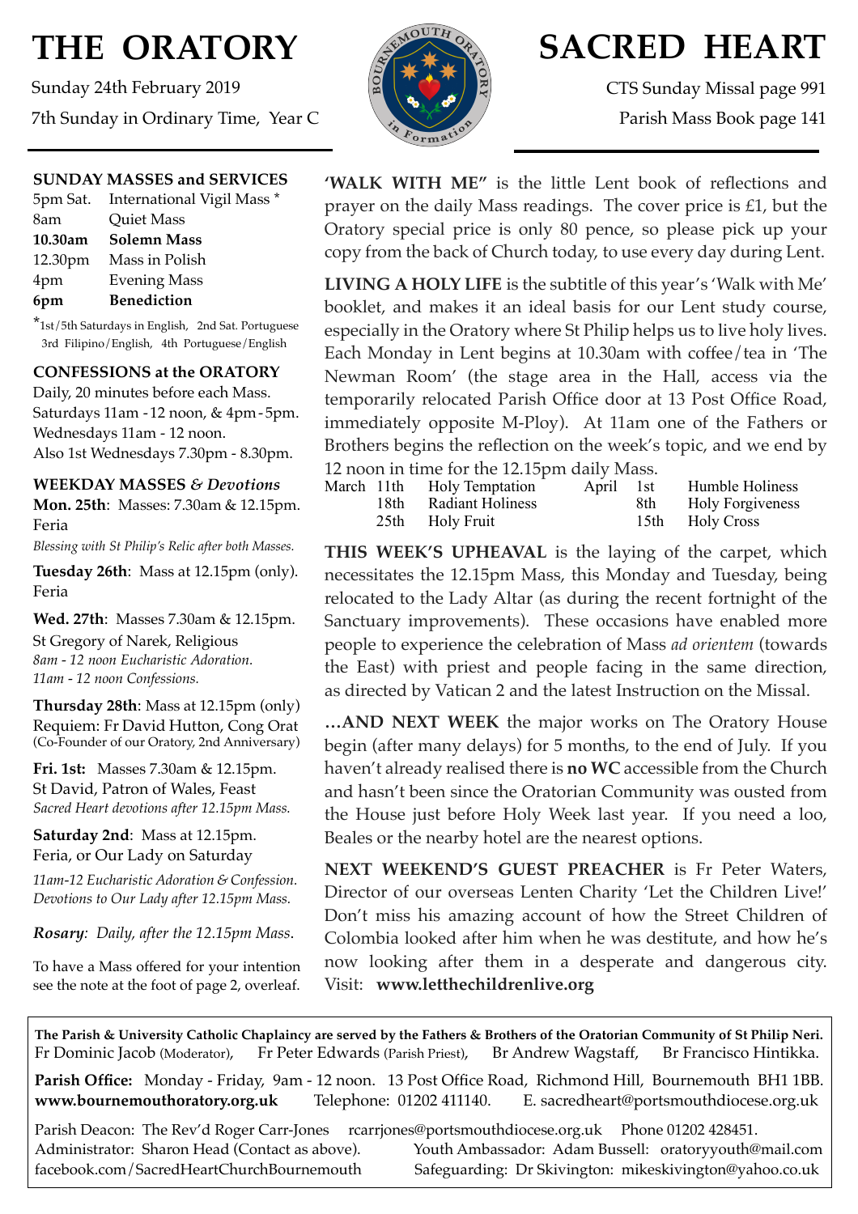# THE ORATORY

Sunday 24th February 2019

7th Sunday in Ordinary Time, Year C

# SACRED HEART

CTS Sunday Missal page 991

Parish Mass Book page 141

**SUNDAY MASSES and SERVICES**

| | |
|---|---|
| 5pm Sat. | International Vigil Mass * |
| 8am | Quiet Mass |
| **10.30am** | **Solemn Mass** |
| 12.30pm | Mass in Polish |
| 4pm | Evening Mass |
| **6pm** | **Benediction** |

*1st/5th Saturdays in English, 2nd Sat. Portuguese 3rd Filipino/English, 4th Portuguese/English

**CONFESSIONS at the ORATORY**

Daily, 20 minutes before each Mass.
Saturdays 11am - 12 noon, & 4pm - 5pm.
Wednesdays 11am - 12 noon.
Also 1st Wednesdays 7.30pm - 8.30pm.

**WEEKDAY MASSES** ***& Devotions***

**Mon. 25th**: Masses: 7.30am & 12.15pm. Feria

*Blessing with St Philip's Relic after both Masses.*

**Tuesday 26th**: Mass at 12.15pm (only). Feria

**Wed. 27th**: Masses 7.30am & 12.15pm. St Gregory of Narek, Religious

*8am - 12 noon Eucharistic Adoration.*
*11am - 12 noon Confessions.*

**Thursday 28th**: Mass at 12.15pm (only) Requiem: Fr David Hutton, Cong Orat (Co-Founder of our Oratory, 2nd Anniversary)

**Fri. 1st:** Masses 7.30am & 12.15pm. St David, Patron of Wales, Feast

*Sacred Heart devotions after 12.15pm Mass.*

**Saturday 2nd**: Mass at 12.15pm. Feria, or Our Lady on Saturday

*11am-12 Eucharistic Adoration & Confession.*
*Devotions to Our Lady after 12.15pm Mass.*

***Rosary***: *Daily, after the 12.15pm Mass.*

To have a Mass offered for your intention see the note at the foot of page 2, overleaf.

**'WALK WITH ME"** is the little Lent book of reflections and prayer on the daily Mass readings. The cover price is £1, but the Oratory special price is only 80 pence, so please pick up your copy from the back of Church today, to use every day during Lent.

**LIVING A HOLY LIFE** is the subtitle of this year's 'Walk with Me' booklet, and makes it an ideal basis for our Lent study course, especially in the Oratory where St Philip helps us to live holy lives. Each Monday in Lent begins at 10.30am with coffee/tea in 'The Newman Room' (the stage area in the Hall, access via the temporarily relocated Parish Office door at 13 Post Office Road, immediately opposite M-Ploy). At 11am one of the Fathers or Brothers begins the reflection on the week's topic, and we end by 12 noon in time for the 12.15pm daily Mass.

| | | | | | |
|---|---|---|---|---|---|
| March | 11th | Holy Temptation | April | 1st | Humble Holiness |
| | 18th | Radiant Holiness | | 8th | Holy Forgiveness |
| | 25th | Holy Fruit | | 15th | Holy Cross |

**THIS WEEK'S UPHEAVAL** is the laying of the carpet, which necessitates the 12.15pm Mass, this Monday and Tuesday, being relocated to the Lady Altar (as during the recent fortnight of the Sanctuary improvements). These occasions have enabled more people to experience the celebration of Mass *ad orientem* (towards the East) with priest and people facing in the same direction, as directed by Vatican 2 and the latest Instruction on the Missal.

**…AND NEXT WEEK** the major works on The Oratory House begin (after many delays) for 5 months, to the end of July. If you haven't already realised there is **no WC** accessible from the Church and hasn't been since the Oratorian Community was ousted from the House just before Holy Week last year. If you need a loo, Beales or the nearby hotel are the nearest options.

**NEXT WEEKEND'S GUEST PREACHER** is Fr Peter Waters, Director of our overseas Lenten Charity 'Let the Children Live!' Don't miss his amazing account of how the Street Children of Colombia looked after him when he was destitute, and how he's now looking after them in a desperate and dangerous city. Visit: **www.letthechildrenlive.org**

**The Parish & University Catholic Chaplaincy are served by the Fathers & Brothers of the Oratorian Community of St Philip Neri.**
Fr Dominic Jacob (Moderator), Fr Peter Edwards (Parish Priest), Br Andrew Wagstaff, Br Francisco Hintikka.

**Parish Office:** Monday - Friday, 9am - 12 noon. 13 Post Office Road, Richmond Hill, Bournemouth BH1 1BB.
**www.bournemouthoratory.org.uk** Telephone: 01202 411140. E. sacredheart@portsmouthdiocese.org.uk

Parish Deacon: The Rev'd Roger Carr-Jones rcarrjones@portsmouthdiocese.org.uk Phone 01202 428451.
Administrator: Sharon Head (Contact as above). Youth Ambassador: Adam Bussell: oratoryyouth@mail.com
facebook.com/SacredHeartChurchBournemouth Safeguarding: Dr Skivington: mikeskivington@yahoo.co.uk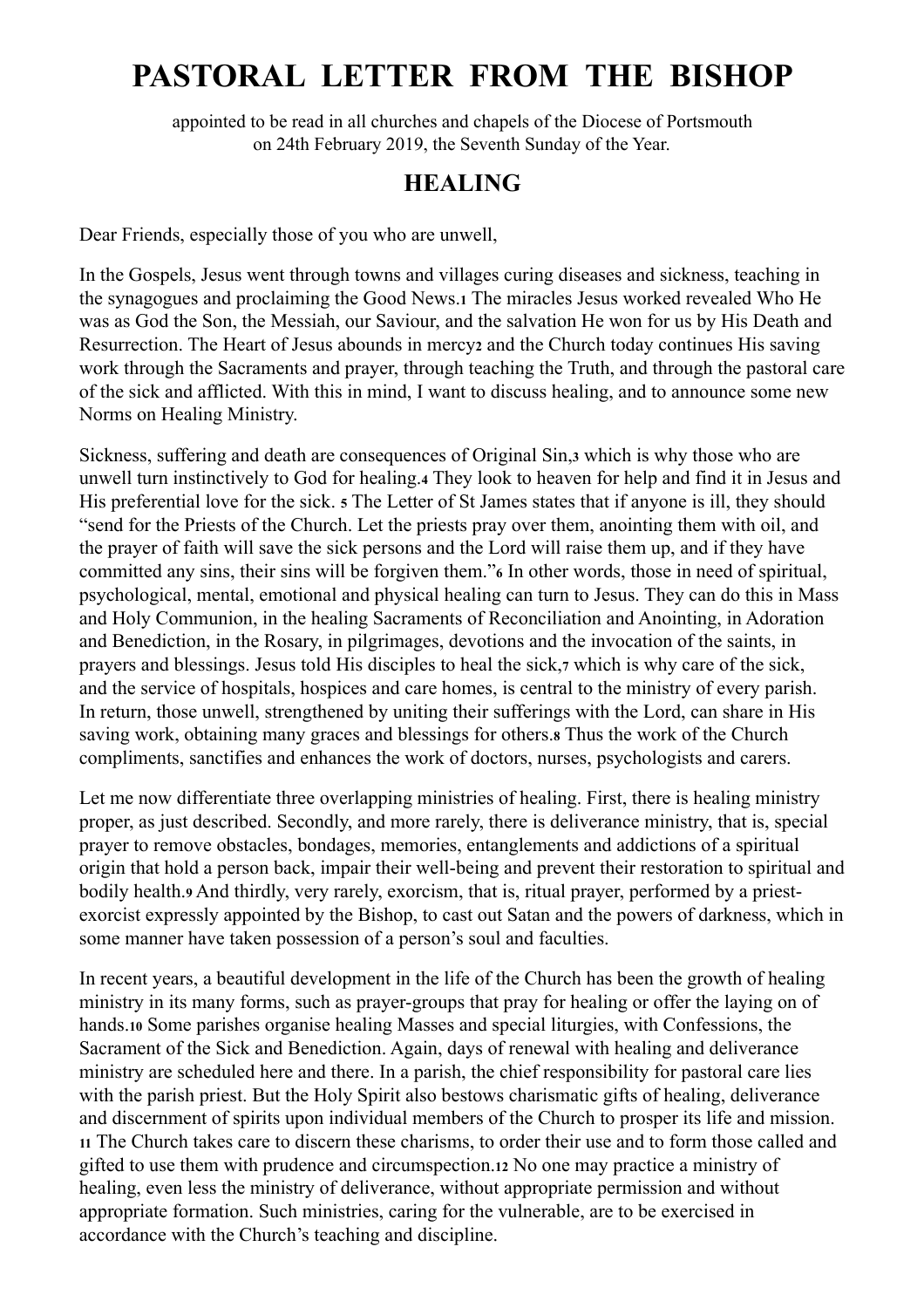# PASTORAL LETTER FROM THE BISHOP

appointed to be read in all churches and chapels of the Diocese of Portsmouth on 24th February 2019, the Seventh Sunday of the Year.

## HEALING

Dear Friends, especially those of you who are unwell,

In the Gospels, Jesus went through towns and villages curing diseases and sickness, teaching in the synagogues and proclaiming the Good News.[1] The miracles Jesus worked revealed Who He was as God the Son, the Messiah, our Saviour, and the salvation He won for us by His Death and Resurrection. The Heart of Jesus abounds in mercy[2] and the Church today continues His saving work through the Sacraments and prayer, through teaching the Truth, and through the pastoral care of the sick and afflicted. With this in mind, I want to discuss healing, and to announce some new Norms on Healing Ministry.

Sickness, suffering and death are consequences of Original Sin,[3] which is why those who are unwell turn instinctively to God for healing.[4] They look to heaven for help and find it in Jesus and His preferential love for the sick. [5] The Letter of St James states that if anyone is ill, they should "send for the Priests of the Church. Let the priests pray over them, anointing them with oil, and the prayer of faith will save the sick persons and the Lord will raise them up, and if they have committed any sins, their sins will be forgiven them."[6] In other words, those in need of spiritual, psychological, mental, emotional and physical healing can turn to Jesus. They can do this in Mass and Holy Communion, in the healing Sacraments of Reconciliation and Anointing, in Adoration and Benediction, in the Rosary, in pilgrimages, devotions and the invocation of the saints, in prayers and blessings. Jesus told His disciples to heal the sick,[7] which is why care of the sick, and the service of hospitals, hospices and care homes, is central to the ministry of every parish. In return, those unwell, strengthened by uniting their sufferings with the Lord, can share in His saving work, obtaining many graces and blessings for others.[8] Thus the work of the Church compliments, sanctifies and enhances the work of doctors, nurses, psychologists and carers.

Let me now differentiate three overlapping ministries of healing. First, there is healing ministry proper, as just described. Secondly, and more rarely, there is deliverance ministry, that is, special prayer to remove obstacles, bondages, memories, entanglements and addictions of a spiritual origin that hold a person back, impair their well-being and prevent their restoration to spiritual and bodily health.[9] And thirdly, very rarely, exorcism, that is, ritual prayer, performed by a priest-exorcist expressly appointed by the Bishop, to cast out Satan and the powers of darkness, which in some manner have taken possession of a person's soul and faculties.

In recent years, a beautiful development in the life of the Church has been the growth of healing ministry in its many forms, such as prayer-groups that pray for healing or offer the laying on of hands.[10] Some parishes organise healing Masses and special liturgies, with Confessions, the Sacrament of the Sick and Benediction. Again, days of renewal with healing and deliverance ministry are scheduled here and there. In a parish, the chief responsibility for pastoral care lies with the parish priest. But the Holy Spirit also bestows charismatic gifts of healing, deliverance and discernment of spirits upon individual members of the Church to prosper its life and mission. [11] The Church takes care to discern these charisms, to order their use and to form those called and gifted to use them with prudence and circumspection.[12] No one may practice a ministry of healing, even less the ministry of deliverance, without appropriate permission and without appropriate formation. Such ministries, caring for the vulnerable, are to be exercised in accordance with the Church's teaching and discipline.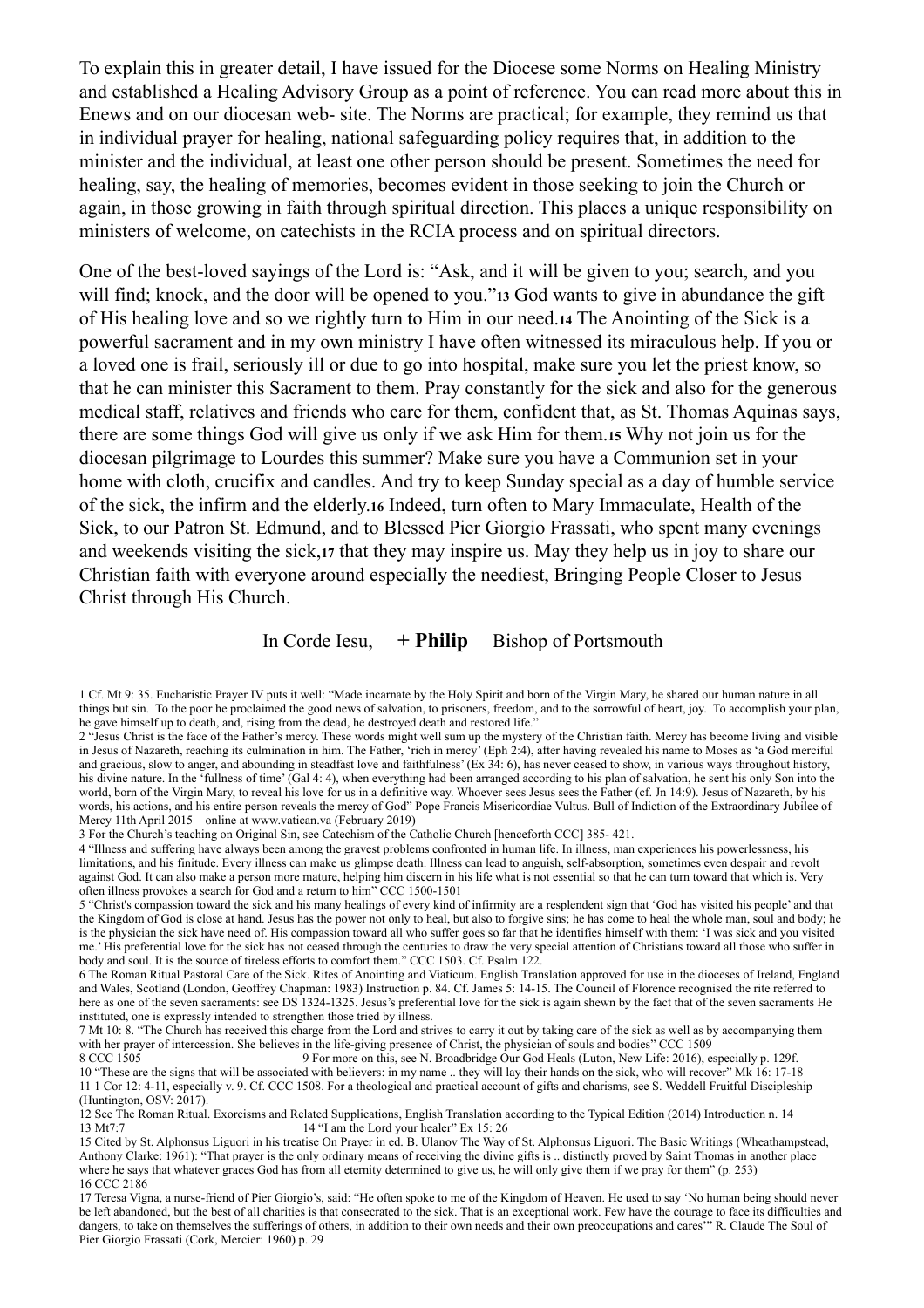To explain this in greater detail, I have issued for the Diocese some Norms on Healing Ministry and established a Healing Advisory Group as a point of reference. You can read more about this in Enews and on our diocesan web- site. The Norms are practical; for example, they remind us that in individual prayer for healing, national safeguarding policy requires that, in addition to the minister and the individual, at least one other person should be present. Sometimes the need for healing, say, the healing of memories, becomes evident in those seeking to join the Church or again, in those growing in faith through spiritual direction. This places a unique responsibility on ministers of welcome, on catechists in the RCIA process and on spiritual directors.

One of the best-loved sayings of the Lord is: "Ask, and it will be given to you; search, and you will find; knock, and the door will be opened to you."[13] God wants to give in abundance the gift of His healing love and so we rightly turn to Him in our need.[14] The Anointing of the Sick is a powerful sacrament and in my own ministry I have often witnessed its miraculous help. If you or a loved one is frail, seriously ill or due to go into hospital, make sure you let the priest know, so that he can minister this Sacrament to them. Pray constantly for the sick and also for the generous medical staff, relatives and friends who care for them, confident that, as St. Thomas Aquinas says, there are some things God will give us only if we ask Him for them.[15] Why not join us for the diocesan pilgrimage to Lourdes this summer? Make sure you have a Communion set in your home with cloth, crucifix and candles. And try to keep Sunday special as a day of humble service of the sick, the infirm and the elderly.[16] Indeed, turn often to Mary Immaculate, Health of the Sick, to our Patron St. Edmund, and to Blessed Pier Giorgio Frassati, who spent many evenings and weekends visiting the sick,[17] that they may inspire us. May they help us in joy to share our Christian faith with everyone around especially the neediest, Bringing People Closer to Jesus Christ through His Church.

In Corde Iesu, **+ Philip** Bishop of Portsmouth

1 Cf. Mt 9: 35. Eucharistic Prayer IV puts it well: "Made incarnate by the Holy Spirit and born of the Virgin Mary, he shared our human nature in all things but sin. To the poor he proclaimed the good news of salvation, to prisoners, freedom, and to the sorrowful of heart, joy. To accomplish your plan, he gave himself up to death, and, rising from the dead, he destroyed death and restored life."

2 "Jesus Christ is the face of the Father's mercy. These words might well sum up the mystery of the Christian faith. Mercy has become living and visible in Jesus of Nazareth, reaching its culmination in him. The Father, 'rich in mercy' (Eph 2:4), after having revealed his name to Moses as 'a God merciful and gracious, slow to anger, and abounding in steadfast love and faithfulness' (Ex 34: 6), has never ceased to show, in various ways throughout history, his divine nature. In the 'fullness of time' (Gal 4: 4), when everything had been arranged according to his plan of salvation, he sent his only Son into the world, born of the Virgin Mary, to reveal his love for us in a definitive way. Whoever sees Jesus sees the Father (cf. Jn 14:9). Jesus of Nazareth, by his words, his actions, and his entire person reveals the mercy of God" Pope Francis Misericordiae Vultus. Bull of Indiction of the Extraordinary Jubilee of Mercy 11th April 2015 – online at www.vatican.va (February 2019)

3 For the Church's teaching on Original Sin, see Catechism of the Catholic Church [henceforth CCC] 385- 421.

4 "Illness and suffering have always been among the gravest problems confronted in human life. In illness, man experiences his powerlessness, his limitations, and his finitude. Every illness can make us glimpse death. Illness can lead to anguish, self-absorption, sometimes even despair and revolt against God. It can also make a person more mature, helping him discern in his life what is not essential so that he can turn toward that which is. Very often illness provokes a search for God and a return to him" CCC 1500-1501

5 "Christ's compassion toward the sick and his many healings of every kind of infirmity are a resplendent sign that 'God has visited his people' and that the Kingdom of God is close at hand. Jesus has the power not only to heal, but also to forgive sins; he has come to heal the whole man, soul and body; he is the physician the sick have need of. His compassion toward all who suffer goes so far that he identifies himself with them: 'I was sick and you visited me.' His preferential love for the sick has not ceased through the centuries to draw the very special attention of Christians toward all those who suffer in body and soul. It is the source of tireless efforts to comfort them." CCC 1503. Cf. Psalm 122.

6 The Roman Ritual Pastoral Care of the Sick. Rites of Anointing and Viaticum. English Translation approved for use in the dioceses of Ireland, England and Wales, Scotland (London, Geoffrey Chapman: 1983) Instruction p. 84. Cf. James 5: 14-15. The Council of Florence recognised the rite referred to here as one of the seven sacraments: see DS 1324-1325. Jesus's preferential love for the sick is again shewn by the fact that of the seven sacraments He instituted, one is expressly intended to strengthen those tried by illness.

7 Mt 10: 8. "The Church has received this charge from the Lord and strives to carry it out by taking care of the sick as well as by accompanying them with her prayer of intercession. She believes in the life-giving presence of Christ, the physician of souls and bodies" CCC 1509

8 CCC 1505

9 For more on this, see N. Broadbridge Our God Heals (Luton, New Life: 2016), especially p. 129f.

10 "These are the signs that will be associated with believers: in my name .. they will lay their hands on the sick, who will recover" Mk 16: 17-18

11 1 Cor 12: 4-11, especially v. 9. Cf. CCC 1508. For a theological and practical account of gifts and charisms, see S. Weddell Fruitful Discipleship (Huntington, OSV: 2017).

12 See The Roman Ritual. Exorcisms and Related Supplications, English Translation according to the Typical Edition (2014) Introduction n. 14

13 Mt7:7

14 "I am the Lord your healer" Ex 15: 26

15 Cited by St. Alphonsus Liguori in his treatise On Prayer in ed. B. Ulanov The Way of St. Alphonsus Liguori. The Basic Writings (Wheathampstead, Anthony Clarke: 1961): "That prayer is the only ordinary means of receiving the divine gifts is .. distinctly proved by Saint Thomas in another place where he says that whatever graces God has from all eternity determined to give us, he will only give them if we pray for them" (p. 253)

16 CCC 2186

17 Teresa Vigna, a nurse-friend of Pier Giorgio's, said: "He often spoke to me of the Kingdom of Heaven. He used to say 'No human being should never be left abandoned, but the best of all charities is that consecrated to the sick. That is an exceptional work. Few have the courage to face its difficulties and dangers, to take on themselves the sufferings of others, in addition to their own needs and their own preoccupations and cares'" R. Claude The Soul of Pier Giorgio Frassati (Cork, Mercier: 1960) p. 29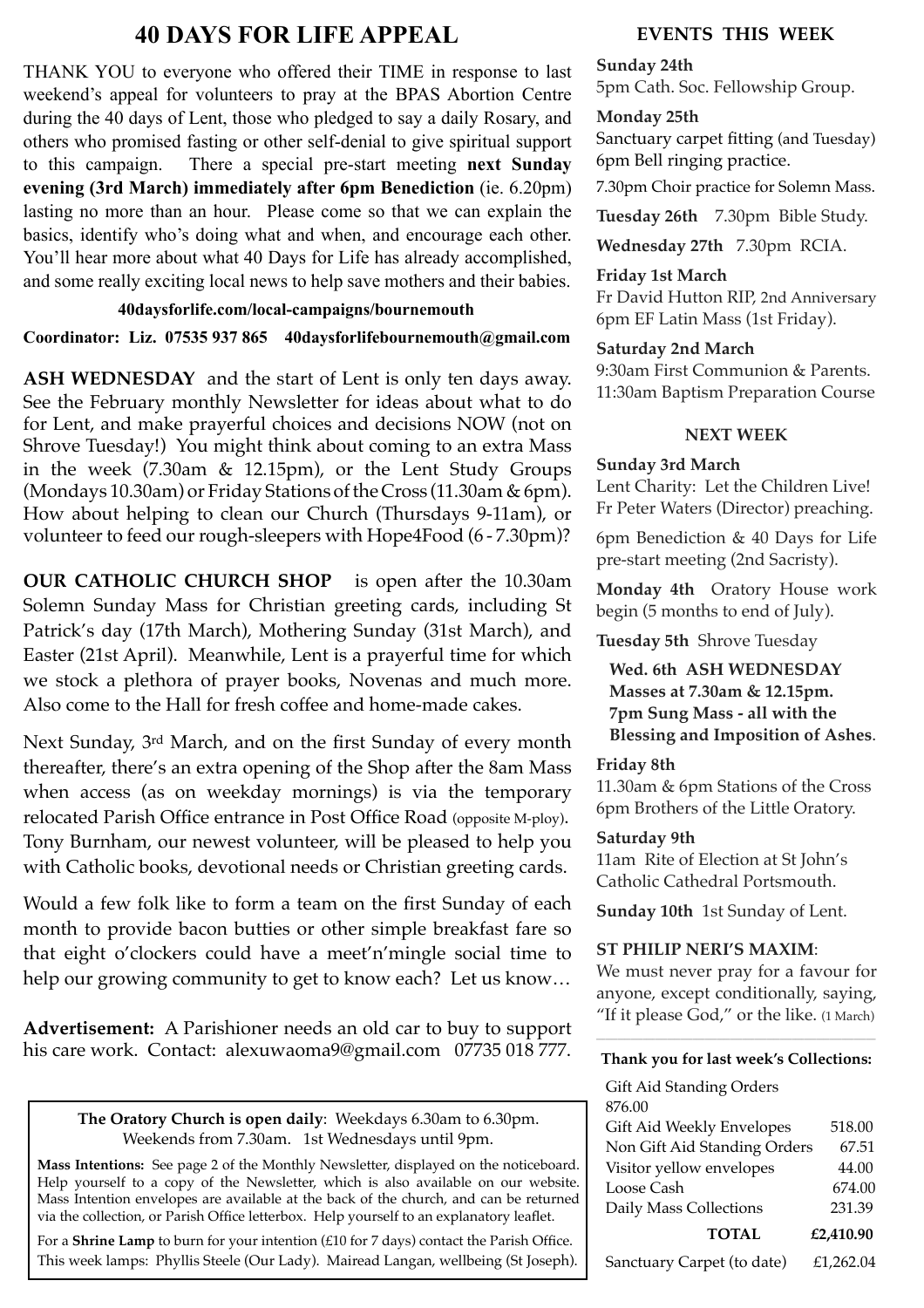# 40 DAYS FOR LIFE APPEAL

THANK YOU to everyone who offered their TIME in response to last weekend's appeal for volunteers to pray at the BPAS Abortion Centre during the 40 days of Lent, those who pledged to say a daily Rosary, and others who promised fasting or other self-denial to give spiritual support to this campaign. There a special pre-start meeting **next Sunday evening (3rd March) immediately after 6pm Benediction** (ie. 6.20pm) lasting no more than an hour. Please come so that we can explain the basics, identify who's doing what and when, and encourage each other. You'll hear more about what 40 Days for Life has already accomplished, and some really exciting local news to help save mothers and their babies.

**40daysforlife.com/local-campaigns/bournemouth**

**Coordinator: Liz. 07535 937 865 40daysforlifebournemouth@gmail.com**

**ASH WEDNESDAY** and the start of Lent is only ten days away. See the February monthly Newsletter for ideas about what to do for Lent, and make prayerful choices and decisions NOW (not on Shrove Tuesday!) You might think about coming to an extra Mass in the week (7.30am & 12.15pm), or the Lent Study Groups (Mondays 10.30am) or Friday Stations of the Cross (11.30am & 6pm). How about helping to clean our Church (Thursdays 9-11am), or volunteer to feed our rough-sleepers with Hope4Food (6 - 7.30pm)?

**OUR CATHOLIC CHURCH SHOP** is open after the 10.30am Solemn Sunday Mass for Christian greeting cards, including St Patrick's day (17th March), Mothering Sunday (31st March), and Easter (21st April). Meanwhile, Lent is a prayerful time for which we stock a plethora of prayer books, Novenas and much more. Also come to the Hall for fresh coffee and home-made cakes.

Next Sunday, 3rd March, and on the first Sunday of every month thereafter, there's an extra opening of the Shop after the 8am Mass when access (as on weekday mornings) is via the temporary relocated Parish Office entrance in Post Office Road (opposite M-ploy). Tony Burnham, our newest volunteer, will be pleased to help you with Catholic books, devotional needs or Christian greeting cards.

Would a few folk like to form a team on the first Sunday of each month to provide bacon butties or other simple breakfast fare so that eight o'clockers could have a meet'n'mingle social time to help our growing community to get to know each? Let us know…

**Advertisement:** A Parishioner needs an old car to buy to support his care work. Contact: alexuwaoma9@gmail.com 07735 018 777.

**The Oratory Church is open daily**: Weekdays 6.30am to 6.30pm. Weekends from 7.30am. 1st Wednesdays until 9pm.

**Mass Intentions:** See page 2 of the Monthly Newsletter, displayed on the noticeboard. Help yourself to a copy of the Newsletter, which is also available on our website. Mass Intention envelopes are available at the back of the church, and can be returned via the collection, or Parish Office letterbox. Help yourself to an explanatory leaflet.

For a **Shrine Lamp** to burn for your intention (£10 for 7 days) contact the Parish Office. This week lamps: Phyllis Steele (Our Lady). Mairead Langan, wellbeing (St Joseph).

## EVENTS THIS WEEK

**Sunday 24th**
5pm Cath. Soc. Fellowship Group.

**Monday 25th**
Sanctuary carpet fitting (and Tuesday)
6pm Bell ringing practice.

7.30pm Choir practice for Solemn Mass.

**Tuesday 26th** 7.30pm Bible Study.

**Wednesday 27th** 7.30pm RCIA.

**Friday 1st March**
Fr David Hutton RIP, 2nd Anniversary
6pm EF Latin Mass (1st Friday).

**Saturday 2nd March**
9:30am First Communion & Parents.
11:30am Baptism Preparation Course

## NEXT WEEK

**Sunday 3rd March**
Lent Charity: Let the Children Live! Fr Peter Waters (Director) preaching.

6pm Benediction & 40 Days for Life pre-start meeting (2nd Sacristy).

**Monday 4th** Oratory House work begin (5 months to end of July).

**Tuesday 5th** Shrove Tuesday

**Wed. 6th ASH WEDNESDAY**
**Masses at 7.30am & 12.15pm.**
**7pm Sung Mass - all with the Blessing and Imposition of Ashes**.

**Friday 8th**
11.30am & 6pm Stations of the Cross
6pm Brothers of the Little Oratory.

**Saturday 9th**
11am Rite of Election at St John's Catholic Cathedral Portsmouth.

**Sunday 10th** 1st Sunday of Lent.

**ST PHILIP NERI'S MAXIM**:
We must never pray for a favour for anyone, except conditionally, saying, "If it please God," or the like. (1 March)

**Thank you for last week's Collections:**

| | |
|---|---|
| Gift Aid Standing Orders | 876.00 |
| Gift Aid Weekly Envelopes | 518.00 |
| Non Gift Aid Standing Orders | 67.51 |
| Visitor yellow envelopes | 44.00 |
| Loose Cash | 674.00 |
| Daily Mass Collections | 231.39 |
| **TOTAL** | **£2,410.90** |
| Sanctuary Carpet (to date) | £1,262.04 |